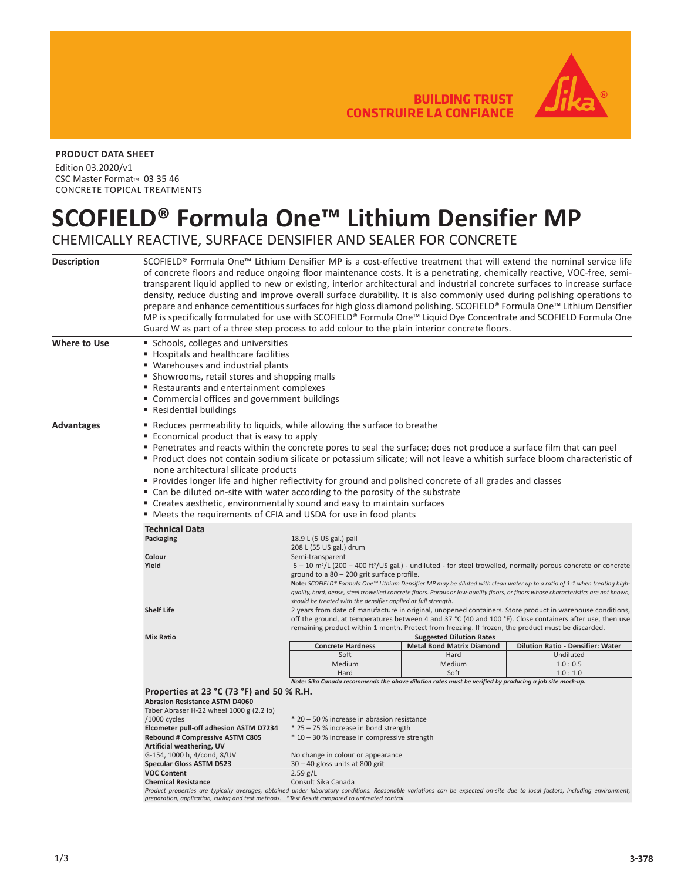BUILDING TRUST
CONSTRUIRE LA CONFIANCE

**PRODUCT DATA SHEET**

Edition 03.2020/v1
CSC Master Format™ 03 35 46
CONCRETE TOPICAL TREATMENTS

# SCOFIELD® Formula One™ Lithium Densifier MP

CHEMICALLY REACTIVE, SURFACE DENSIFIER AND SEALER FOR CONCRETE

## Description

SCOFIELD® Formula One™ Lithium Densifier MP is a cost-effective treatment that will extend the nominal service life of concrete floors and reduce ongoing floor maintenance costs. It is a penetrating, chemically reactive, VOC-free, semi-transparent liquid applied to new or existing, interior architectural and industrial concrete surfaces to increase surface density, reduce dusting and improve overall surface durability. It is also commonly used during polishing operations to prepare and enhance cementitious surfaces for high gloss diamond polishing. SCOFIELD® Formula One™ Lithium Densifier MP is specifically formulated for use with SCOFIELD® Formula One™ Liquid Dye Concentrate and SCOFIELD Formula One Guard W as part of a three step process to add colour to the plain interior concrete floors.

## Where to Use

- Schools, colleges and universities
- Hospitals and healthcare facilities
- Warehouses and industrial plants
- Showrooms, retail stores and shopping malls
- Restaurants and entertainment complexes
- Commercial offices and government buildings
- Residential buildings

## Advantages

- Reduces permeability to liquids, while allowing the surface to breathe
- Economical product that is easy to apply
- Penetrates and reacts within the concrete pores to seal the surface; does not produce a surface film that can peel
- Product does not contain sodium silicate or potassium silicate; will not leave a whitish surface bloom characteristic of none architectural silicate products
- Provides longer life and higher reflectivity for ground and polished concrete of all grades and classes
- Can be diluted on-site with water according to the porosity of the substrate
- Creates aesthetic, environmentally sound and easy to maintain surfaces
- Meets the requirements of CFIA and USDA for use in food plants

## Technical Data

**Packaging**
18.9 L (5 US gal.) pail
208 L (55 US gal.) drum

**Colour**
Semi-transparent

**Yield**
5 – 10 m²/L (200 – 400 ft²/US gal.) - undiluted - for steel trowelled, normally porous concrete or concrete ground to a 80 – 200 grit surface profile.

**Note:** *SCOFIELD® Formula One™ Lithium Densifier MP may be diluted with clean water up to a ratio of 1:1 when treating high-quality, hard, dense, steel trowelled concrete floors. Porous or low-quality floors, or floors whose characteristics are not known, should be treated with the densifier applied at full strength.*

**Shelf Life**
2 years from date of manufacture in original, unopened containers. Store product in warehouse conditions, off the ground, at temperatures between 4 and 37 °C (40 and 100 °F). Close containers after use, then use remaining product within 1 month. Protect from freezing. If frozen, the product must be discarded.

**Mix Ratio**

Suggested Dilution Rates

| Concrete Hardness | Metal Bond Matrix Diamond | Dilution Ratio - Densifier: Water |
|---|---|---|
| Soft | Hard | Undiluted |
| Medium | Medium | 1.0 : 0.5 |
| Hard | Soft | 1.0 : 1.0 |

***Note: Sika Canada recommends the above dilution rates must be verified by producing a job site mock-up.***

### Properties at 23 °C (73 °F) and 50 % R.H.

**Abrasion Resistance ASTM D4060**
Taber Abraser H-22 wheel 1000 g (2.2 lb) /1000 cycles: * 20 – 50 % increase in abrasion resistance

**Elcometer pull-off adhesion ASTM D7234**: * 25 – 75 % increase in bond strength

**Rebound # Compressive ASTM C805**: * 10 – 30 % increase in compressive strength

**Artificial weathering, UV**
G-154, 1000 h, 4/cond, 8/UV: No change in colour or appearance

**Specular Gloss ASTM D523**: 30 – 40 gloss units at 800 grit

**VOC Content**: 2.59 g/L

**Chemical Resistance**: Consult Sika Canada

*Product properties are typically averages, obtained under laboratory conditions. Reasonable variations can be expected on-site due to local factors, including environment, preparation, application, curing and test methods. \*Test Result compared to untreated control*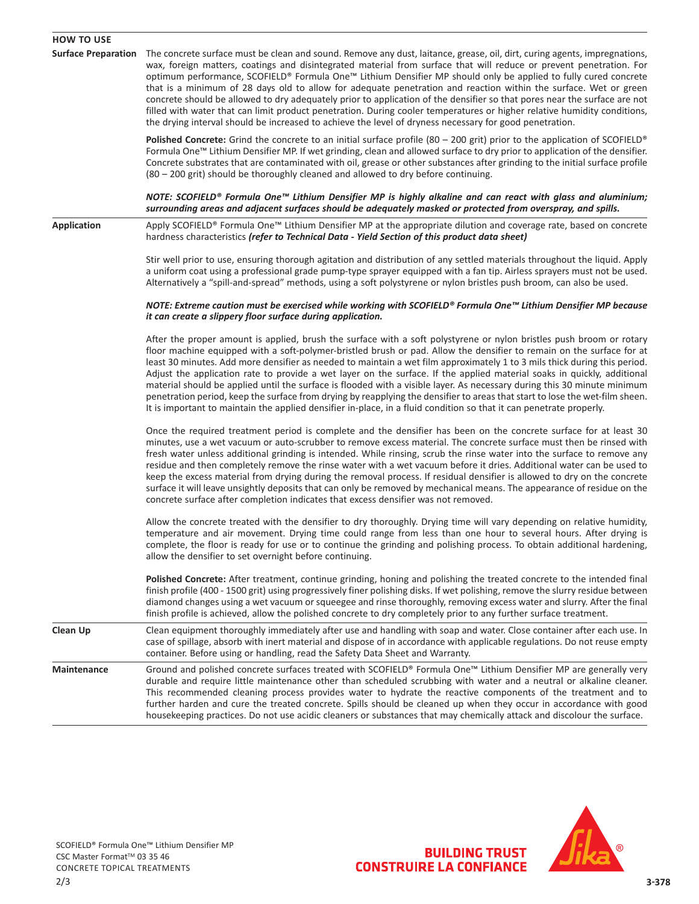## HOW TO USE

### Surface Preparation

The concrete surface must be clean and sound. Remove any dust, laitance, grease, oil, dirt, curing agents, impregnations, wax, foreign matters, coatings and disintegrated material from surface that will reduce or prevent penetration. For optimum performance, SCOFIELD® Formula One™ Lithium Densifier MP should only be applied to fully cured concrete that is a minimum of 28 days old to allow for adequate penetration and reaction within the surface. Wet or green concrete should be allowed to dry adequately prior to application of the densifier so that pores near the surface are not filled with water that can limit product penetration. During cooler temperatures or higher relative humidity conditions, the drying interval should be increased to achieve the level of dryness necessary for good penetration.

**Polished Concrete:** Grind the concrete to an initial surface profile (80 – 200 grit) prior to the application of SCOFIELD® Formula One™ Lithium Densifier MP. If wet grinding, clean and allowed surface to dry prior to application of the densifier. Concrete substrates that are contaminated with oil, grease or other substances after grinding to the initial surface profile (80 – 200 grit) should be thoroughly cleaned and allowed to dry before continuing.

***NOTE: SCOFIELD® Formula One™ Lithium Densifier MP is highly alkaline and can react with glass and aluminium; surrounding areas and adjacent surfaces should be adequately masked or protected from overspray, and spills.***

### Application

Apply SCOFIELD® Formula One™ Lithium Densifier MP at the appropriate dilution and coverage rate, based on concrete hardness characteristics ***(refer to Technical Data - Yield Section of this product data sheet)***

Stir well prior to use, ensuring thorough agitation and distribution of any settled materials throughout the liquid. Apply a uniform coat using a professional grade pump-type sprayer equipped with a fan tip. Airless sprayers must not be used. Alternatively a “spill-and-spread” methods, using a soft polystyrene or nylon bristles push broom, can also be used.

***NOTE: Extreme caution must be exercised while working with SCOFIELD® Formula One™ Lithium Densifier MP because it can create a slippery floor surface during application.***

After the proper amount is applied, brush the surface with a soft polystyrene or nylon bristles push broom or rotary floor machine equipped with a soft-polymer-bristled brush or pad. Allow the densifier to remain on the surface for at least 30 minutes. Add more densifier as needed to maintain a wet film approximately 1 to 3 mils thick during this period. Adjust the application rate to provide a wet layer on the surface. If the applied material soaks in quickly, additional material should be applied until the surface is flooded with a visible layer. As necessary during this 30 minute minimum penetration period, keep the surface from drying by reapplying the densifier to areas that start to lose the wet-film sheen. It is important to maintain the applied densifier in-place, in a fluid condition so that it can penetrate properly.

Once the required treatment period is complete and the densifier has been on the concrete surface for at least 30 minutes, use a wet vacuum or auto-scrubber to remove excess material. The concrete surface must then be rinsed with fresh water unless additional grinding is intended. While rinsing, scrub the rinse water into the surface to remove any residue and then completely remove the rinse water with a wet vacuum before it dries. Additional water can be used to keep the excess material from drying during the removal process. If residual densifier is allowed to dry on the concrete surface it will leave unsightly deposits that can only be removed by mechanical means. The appearance of residue on the concrete surface after completion indicates that excess densifier was not removed.

Allow the concrete treated with the densifier to dry thoroughly. Drying time will vary depending on relative humidity, temperature and air movement. Drying time could range from less than one hour to several hours. After drying is complete, the floor is ready for use or to continue the grinding and polishing process. To obtain additional hardening, allow the densifier to set overnight before continuing.

**Polished Concrete:** After treatment, continue grinding, honing and polishing the treated concrete to the intended final finish profile (400 - 1500 grit) using progressively finer polishing disks. If wet polishing, remove the slurry residue between diamond changes using a wet vacuum or squeegee and rinse thoroughly, removing excess water and slurry. After the final finish profile is achieved, allow the polished concrete to dry completely prior to any further surface treatment.

### Clean Up

Clean equipment thoroughly immediately after use and handling with soap and water. Close container after each use. In case of spillage, absorb with inert material and dispose of in accordance with applicable regulations. Do not reuse empty container. Before using or handling, read the Safety Data Sheet and Warranty.

### Maintenance

Ground and polished concrete surfaces treated with SCOFIELD® Formula One™ Lithium Densifier MP are generally very durable and require little maintenance other than scheduled scrubbing with water and a neutral or alkaline cleaner. This recommended cleaning process provides water to hydrate the reactive components of the treatment and to further harden and cure the treated concrete. Spills should be cleaned up when they occur in accordance with good housekeeping practices. Do not use acidic cleaners or substances that may chemically attack and discolour the surface.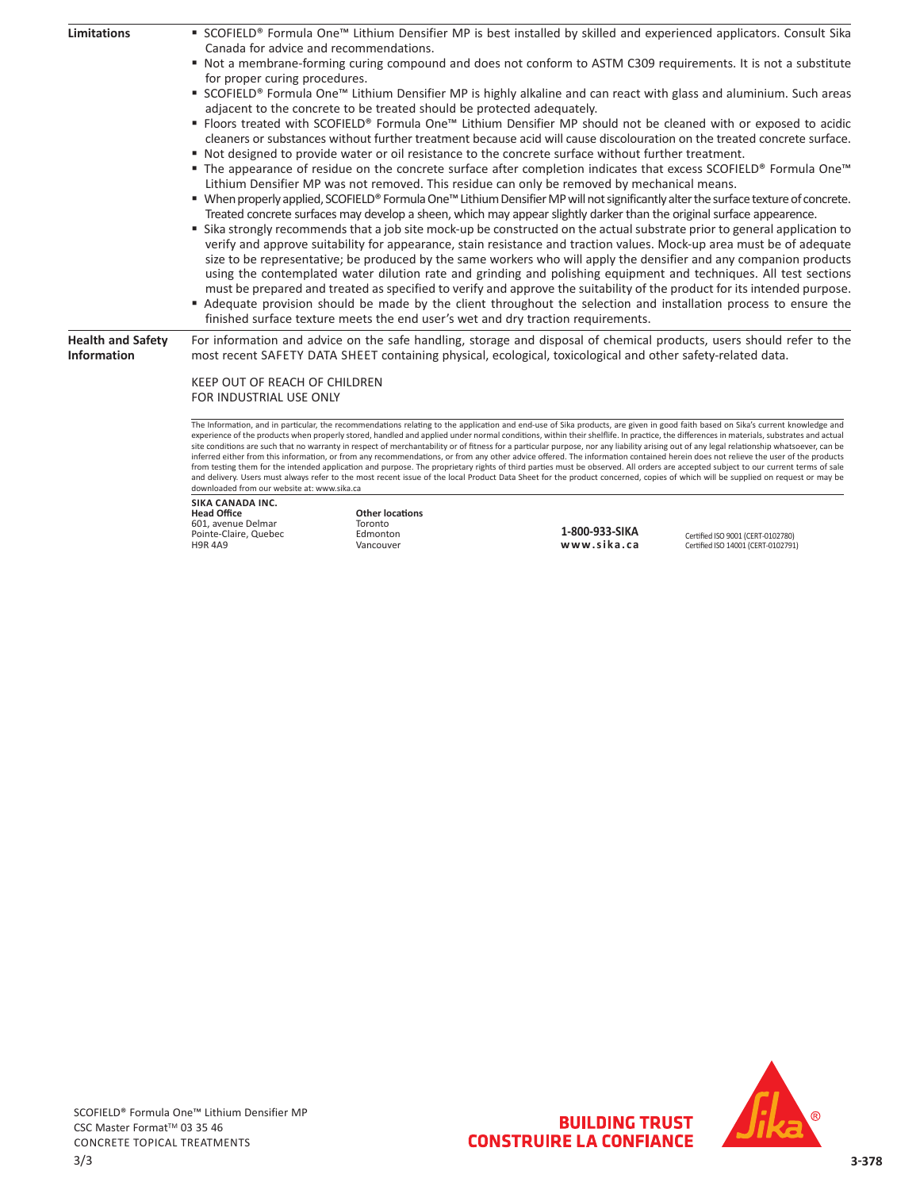**Limitations**

- SCOFIELD® Formula One™ Lithium Densifier MP is best installed by skilled and experienced applicators. Consult Sika Canada for advice and recommendations.
- Not a membrane-forming curing compound and does not conform to ASTM C309 requirements. It is not a substitute for proper curing procedures.
- SCOFIELD® Formula One™ Lithium Densifier MP is highly alkaline and can react with glass and aluminium. Such areas adjacent to the concrete to be treated should be protected adequately.
- Floors treated with SCOFIELD® Formula One™ Lithium Densifier MP should not be cleaned with or exposed to acidic cleaners or substances without further treatment because acid will cause discolouration on the treated concrete surface.
- Not designed to provide water or oil resistance to the concrete surface without further treatment.
- The appearance of residue on the concrete surface after completion indicates that excess SCOFIELD® Formula One™ Lithium Densifier MP was not removed. This residue can only be removed by mechanical means.
- When properly applied, SCOFIELD® Formula One™ Lithium Densifier MP will not significantly alter the surface texture of concrete. Treated concrete surfaces may develop a sheen, which may appear slightly darker than the original surface appearence.
- Sika strongly recommends that a job site mock-up be constructed on the actual substrate prior to general application to verify and approve suitability for appearance, stain resistance and traction values. Mock-up area must be of adequate size to be representative; be produced by the same workers who will apply the densifier and any companion products using the contemplated water dilution rate and grinding and polishing equipment and techniques. All test sections must be prepared and treated as specified to verify and approve the suitability of the product for its intended purpose.
- Adequate provision should be made by the client throughout the selection and installation process to ensure the finished surface texture meets the end user's wet and dry traction requirements.

**Health and Safety Information**

For information and advice on the safe handling, storage and disposal of chemical products, users should refer to the most recent SAFETY DATA SHEET containing physical, ecological, toxicological and other safety-related data.

KEEP OUT OF REACH OF CHILDREN
FOR INDUSTRIAL USE ONLY

The Information, and in particular, the recommendations relating to the application and end-use of Sika products, are given in good faith based on Sika's current knowledge and experience of the products when properly stored, handled and applied under normal conditions, within their shelflife. In practice, the differences in materials, substrates and actual site conditions are such that no warranty in respect of merchantability or of fitness for a particular purpose, nor any liability arising out of any legal relationship whatsoever, can be inferred either from this information, or from any recommendations, or from any other advice offered. The information contained herein does not relieve the user of the products from testing them for the intended application and purpose. The proprietary rights of third parties must be observed. All orders are accepted subject to our current terms of sale and delivery. Users must always refer to the most recent issue of the local Product Data Sheet for the product concerned, copies of which will be supplied on request or may be downloaded from our website at: www.sika.ca

**SIKA CANADA INC.**
**Head Office**
601, avenue Delmar
Pointe-Claire, Quebec
H9R 4A9

**Other locations**
Toronto
Edmonton
Vancouver

**1-800-933-SIKA**
**www.sika.ca**

Certified ISO 9001 (CERT-0102780)
Certified ISO 14001 (CERT-0102791)

SCOFIELD® Formula One™ Lithium Densifier MP
CSC Master Format™ 03 35 46
CONCRETE TOPICAL TREATMENTS

**BUILDING TRUST**
**CONSTRUIRE LA CONFIANCE**